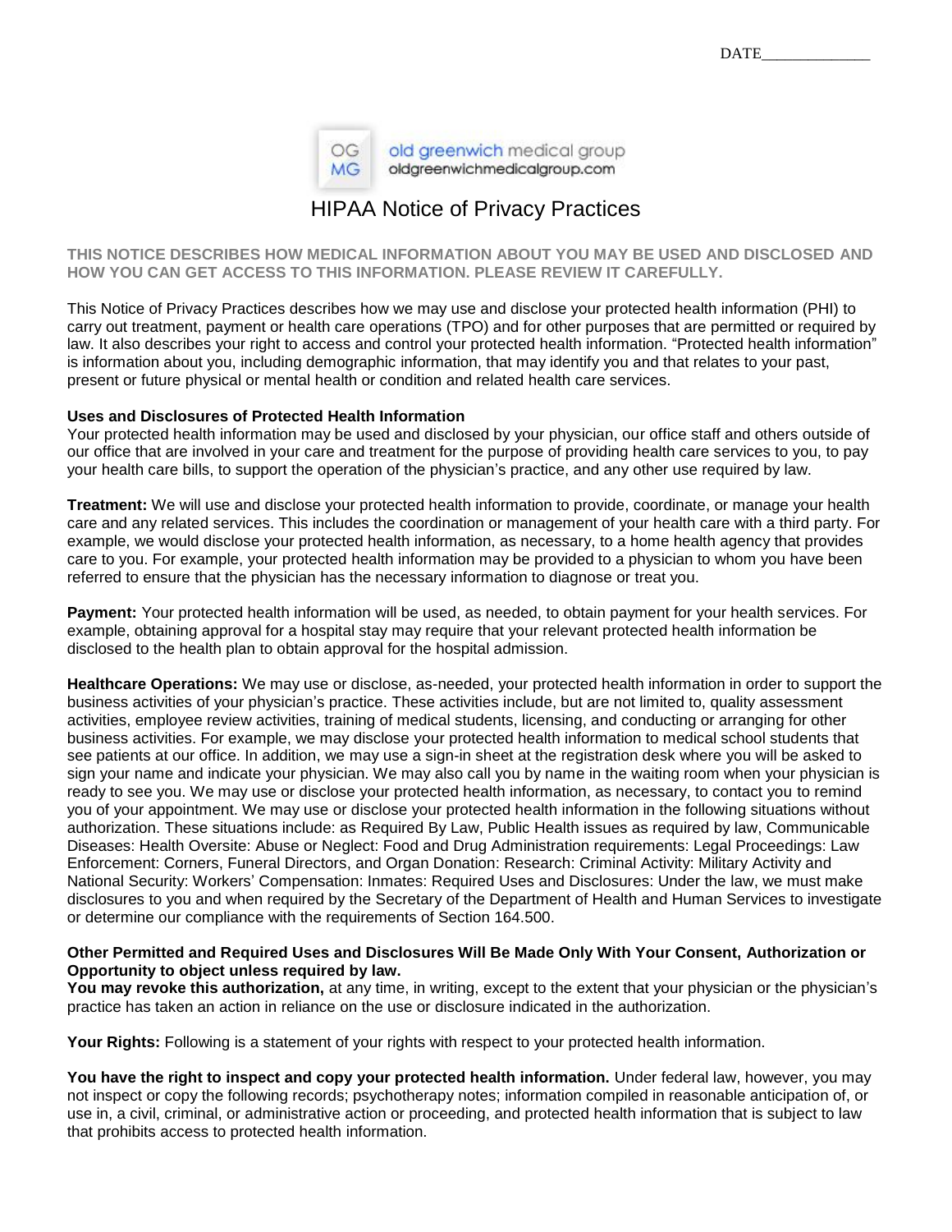DATE_____________

old greenwich medical group
oldgreenwichmedicalgroup.com

# HIPAA Notice of Privacy Practices

**THIS NOTICE DESCRIBES HOW MEDICAL INFORMATION ABOUT YOU MAY BE USED AND DISCLOSED AND HOW YOU CAN GET ACCESS TO THIS INFORMATION. PLEASE REVIEW IT CAREFULLY.**

This Notice of Privacy Practices describes how we may use and disclose your protected health information (PHI) to carry out treatment, payment or health care operations (TPO) and for other purposes that are permitted or required by law. It also describes your right to access and control your protected health information. "Protected health information" is information about you, including demographic information, that may identify you and that relates to your past, present or future physical or mental health or condition and related health care services.

**Uses and Disclosures of Protected Health Information**
Your protected health information may be used and disclosed by your physician, our office staff and others outside of our office that are involved in your care and treatment for the purpose of providing health care services to you, to pay your health care bills, to support the operation of the physician's practice, and any other use required by law.

**Treatment:** We will use and disclose your protected health information to provide, coordinate, or manage your health care and any related services. This includes the coordination or management of your health care with a third party. For example, we would disclose your protected health information, as necessary, to a home health agency that provides care to you. For example, your protected health information may be provided to a physician to whom you have been referred to ensure that the physician has the necessary information to diagnose or treat you.

**Payment:** Your protected health information will be used, as needed, to obtain payment for your health services. For example, obtaining approval for a hospital stay may require that your relevant protected health information be disclosed to the health plan to obtain approval for the hospital admission.

**Healthcare Operations:** We may use or disclose, as-needed, your protected health information in order to support the business activities of your physician's practice. These activities include, but are not limited to, quality assessment activities, employee review activities, training of medical students, licensing, and conducting or arranging for other business activities. For example, we may disclose your protected health information to medical school students that see patients at our office. In addition, we may use a sign-in sheet at the registration desk where you will be asked to sign your name and indicate your physician. We may also call you by name in the waiting room when your physician is ready to see you. We may use or disclose your protected health information, as necessary, to contact you to remind you of your appointment. We may use or disclose your protected health information in the following situations without authorization. These situations include: as Required By Law, Public Health issues as required by law, Communicable Diseases: Health Oversite: Abuse or Neglect: Food and Drug Administration requirements: Legal Proceedings: Law Enforcement: Corners, Funeral Directors, and Organ Donation: Research: Criminal Activity: Military Activity and National Security: Workers' Compensation: Inmates: Required Uses and Disclosures: Under the law, we must make disclosures to you and when required by the Secretary of the Department of Health and Human Services to investigate or determine our compliance with the requirements of Section 164.500.

**Other Permitted and Required Uses and Disclosures Will Be Made Only With Your Consent, Authorization or Opportunity to object unless required by law.**
**You may revoke this authorization,** at any time, in writing, except to the extent that your physician or the physician's practice has taken an action in reliance on the use or disclosure indicated in the authorization.

**Your Rights:** Following is a statement of your rights with respect to your protected health information.

**You have the right to inspect and copy your protected health information.** Under federal law, however, you may not inspect or copy the following records; psychotherapy notes; information compiled in reasonable anticipation of, or use in, a civil, criminal, or administrative action or proceeding, and protected health information that is subject to law that prohibits access to protected health information.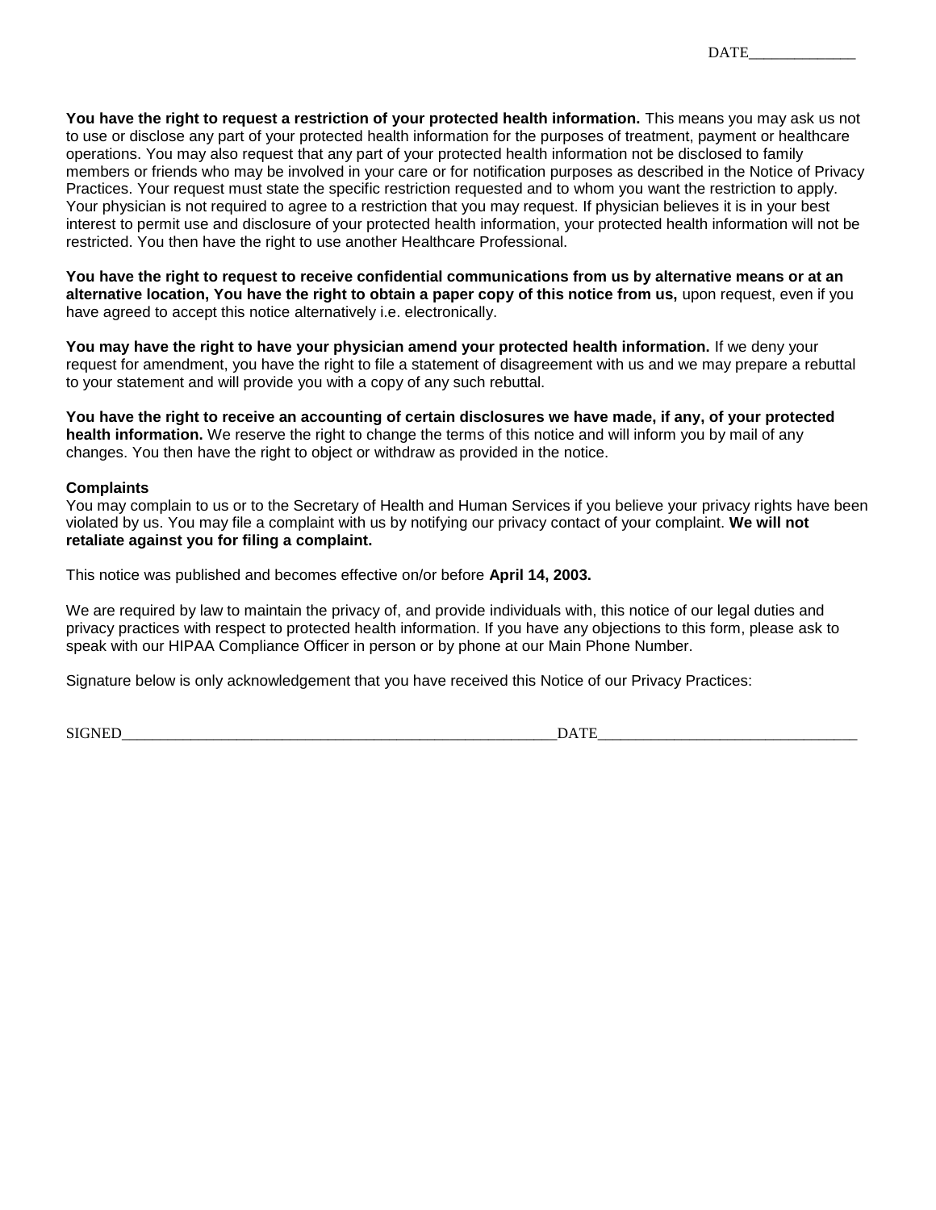DATE_____________

**You have the right to request a restriction of your protected health information.** This means you may ask us not to use or disclose any part of your protected health information for the purposes of treatment, payment or healthcare operations. You may also request that any part of your protected health information not be disclosed to family members or friends who may be involved in your care or for notification purposes as described in the Notice of Privacy Practices. Your request must state the specific restriction requested and to whom you want the restriction to apply. Your physician is not required to agree to a restriction that you may request. If physician believes it is in your best interest to permit use and disclosure of your protected health information, your protected health information will not be restricted. You then have the right to use another Healthcare Professional.

**You have the right to request to receive confidential communications from us by alternative means or at an alternative location, You have the right to obtain a paper copy of this notice from us,** upon request, even if you have agreed to accept this notice alternatively i.e. electronically.

**You may have the right to have your physician amend your protected health information.** If we deny your request for amendment, you have the right to file a statement of disagreement with us and we may prepare a rebuttal to your statement and will provide you with a copy of any such rebuttal.

**You have the right to receive an accounting of certain disclosures we have made, if any, of your protected health information.** We reserve the right to change the terms of this notice and will inform you by mail of any changes. You then have the right to object or withdraw as provided in the notice.

**Complaints**
You may complain to us or to the Secretary of Health and Human Services if you believe your privacy rights have been violated by us. You may file a complaint with us by notifying our privacy contact of your complaint. **We will not retaliate against you for filing a complaint.**

This notice was published and becomes effective on/or before **April 14, 2003.**

We are required by law to maintain the privacy of, and provide individuals with, this notice of our legal duties and privacy practices with respect to protected health information. If you have any objections to this form, please ask to speak with our HIPAA Compliance Officer in person or by phone at our Main Phone Number.

Signature below is only acknowledgement that you have received this Notice of our Privacy Practices:

SIGNED________________________________________________________DATE_________________________________